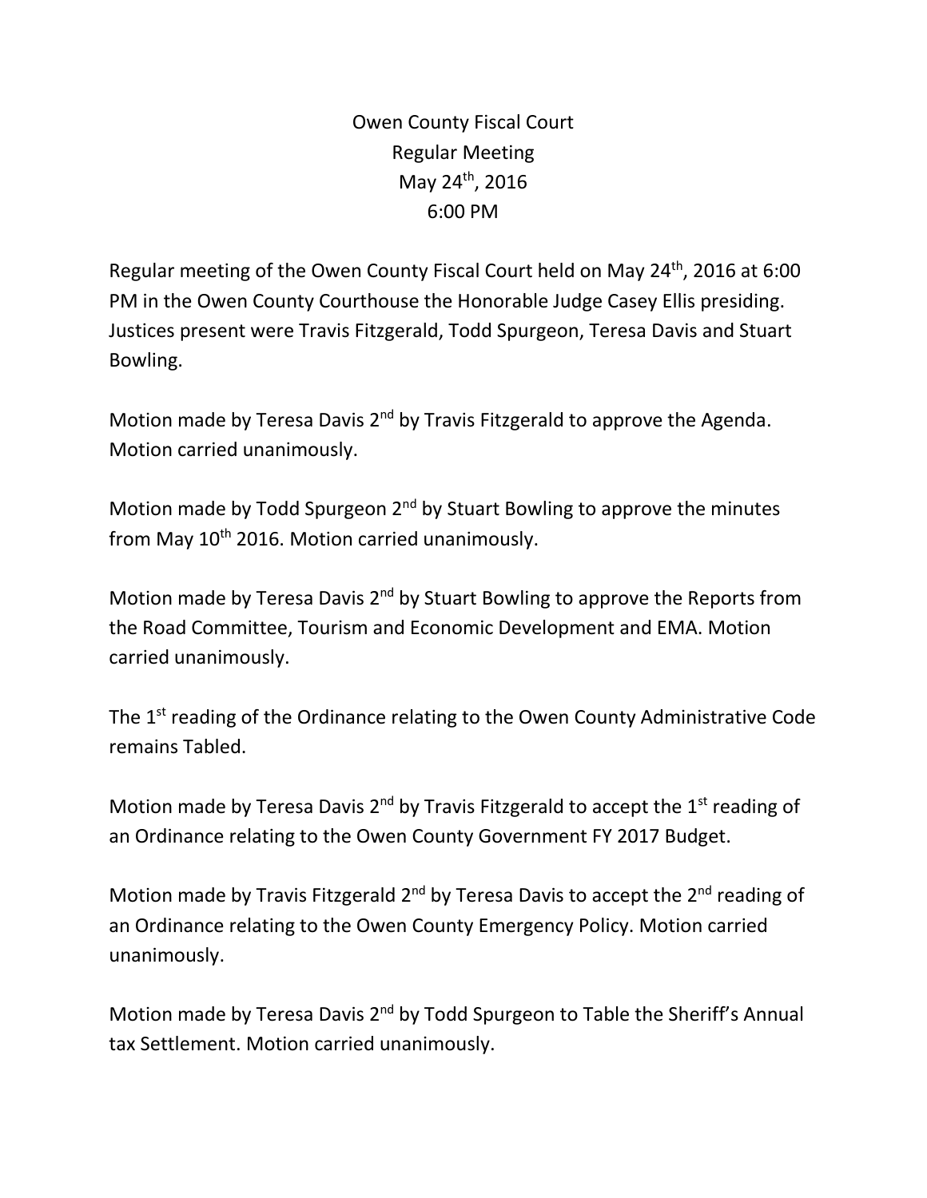# Owen County Fiscal Court
## Regular Meeting
## May 24th, 2016
## 6:00 PM

Regular meeting of the Owen County Fiscal Court held on May 24th, 2016 at 6:00 PM in the Owen County Courthouse the Honorable Judge Casey Ellis presiding. Justices present were Travis Fitzgerald, Todd Spurgeon, Teresa Davis and Stuart Bowling.

Motion made by Teresa Davis 2nd by Travis Fitzgerald to approve the Agenda. Motion carried unanimously.

Motion made by Todd Spurgeon 2nd by Stuart Bowling to approve the minutes from May 10th 2016. Motion carried unanimously.

Motion made by Teresa Davis 2nd by Stuart Bowling to approve the Reports from the Road Committee, Tourism and Economic Development and EMA. Motion carried unanimously.

The 1st reading of the Ordinance relating to the Owen County Administrative Code remains Tabled.

Motion made by Teresa Davis 2nd by Travis Fitzgerald to accept the 1st reading of an Ordinance relating to the Owen County Government FY 2017 Budget.

Motion made by Travis Fitzgerald 2nd by Teresa Davis to accept the 2nd reading of an Ordinance relating to the Owen County Emergency Policy. Motion carried unanimously.

Motion made by Teresa Davis 2nd by Todd Spurgeon to Table the Sheriff's Annual tax Settlement. Motion carried unanimously.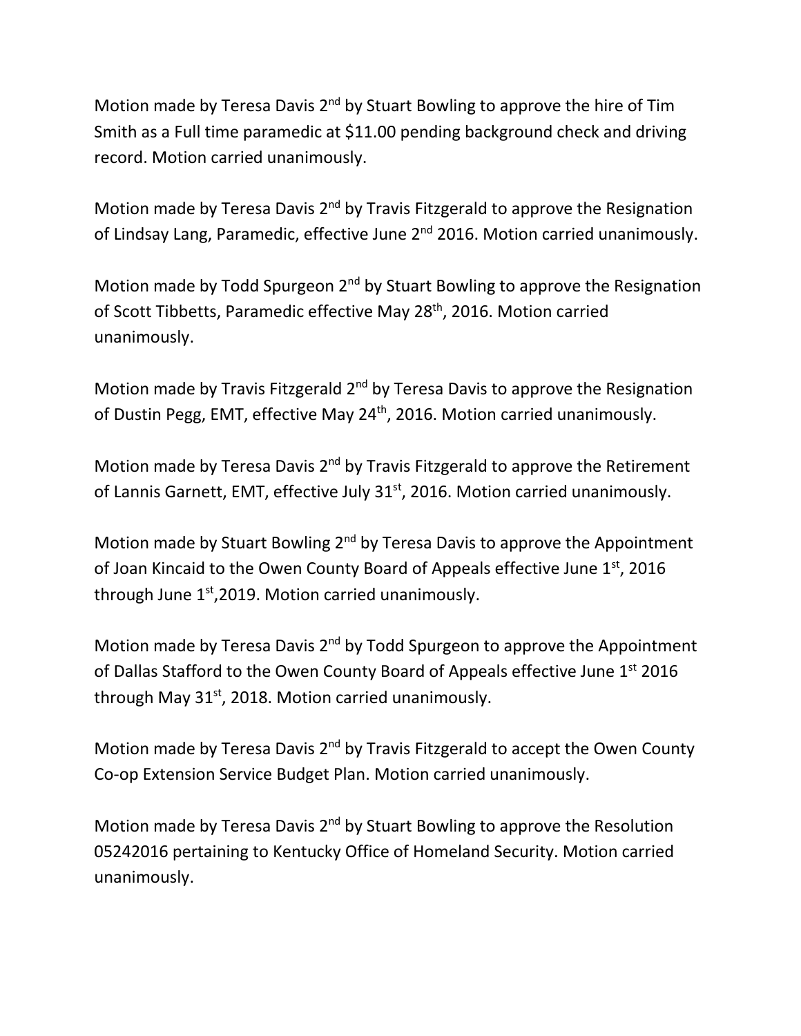Motion made by Teresa Davis 2nd by Stuart Bowling to approve the hire of Tim Smith as a Full time paramedic at $11.00 pending background check and driving record. Motion carried unanimously.

Motion made by Teresa Davis 2nd by Travis Fitzgerald to approve the Resignation of Lindsay Lang, Paramedic, effective June 2nd 2016. Motion carried unanimously.

Motion made by Todd Spurgeon 2nd by Stuart Bowling to approve the Resignation of Scott Tibbetts, Paramedic effective May 28th, 2016. Motion carried unanimously.

Motion made by Travis Fitzgerald 2nd by Teresa Davis to approve the Resignation of Dustin Pegg, EMT, effective May 24th, 2016. Motion carried unanimously.

Motion made by Teresa Davis 2nd by Travis Fitzgerald to approve the Retirement of Lannis Garnett, EMT, effective July 31st, 2016. Motion carried unanimously.

Motion made by Stuart Bowling 2nd by Teresa Davis to approve the Appointment of Joan Kincaid to the Owen County Board of Appeals effective June 1st, 2016 through June 1st,2019. Motion carried unanimously.

Motion made by Teresa Davis 2nd by Todd Spurgeon to approve the Appointment of Dallas Stafford to the Owen County Board of Appeals effective June 1st 2016 through May 31st, 2018. Motion carried unanimously.

Motion made by Teresa Davis 2nd by Travis Fitzgerald to accept the Owen County Co-op Extension Service Budget Plan. Motion carried unanimously.

Motion made by Teresa Davis 2nd by Stuart Bowling to approve the Resolution 05242016 pertaining to Kentucky Office of Homeland Security. Motion carried unanimously.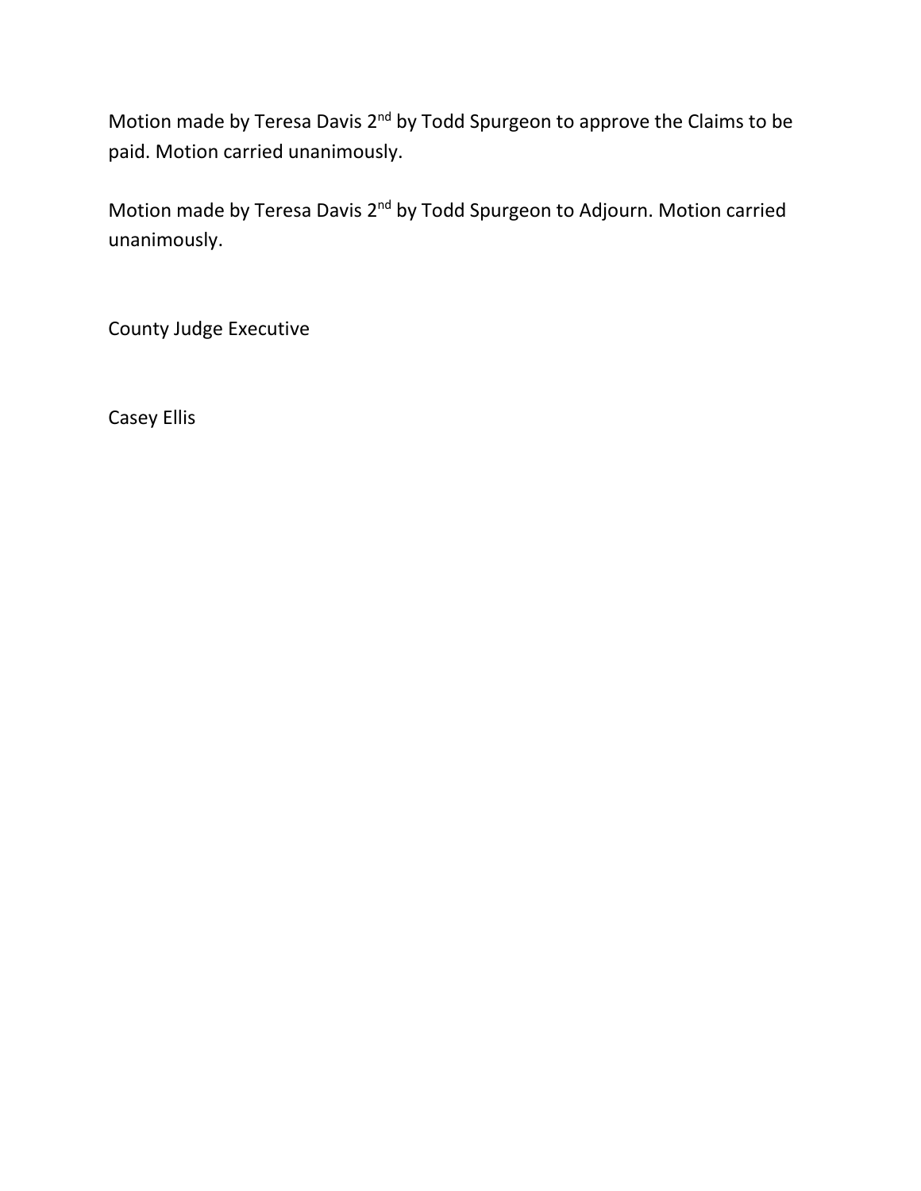Motion made by Teresa Davis 2nd by Todd Spurgeon to approve the Claims to be paid. Motion carried unanimously.

Motion made by Teresa Davis 2nd by Todd Spurgeon to Adjourn. Motion carried unanimously.

County Judge Executive

Casey Ellis